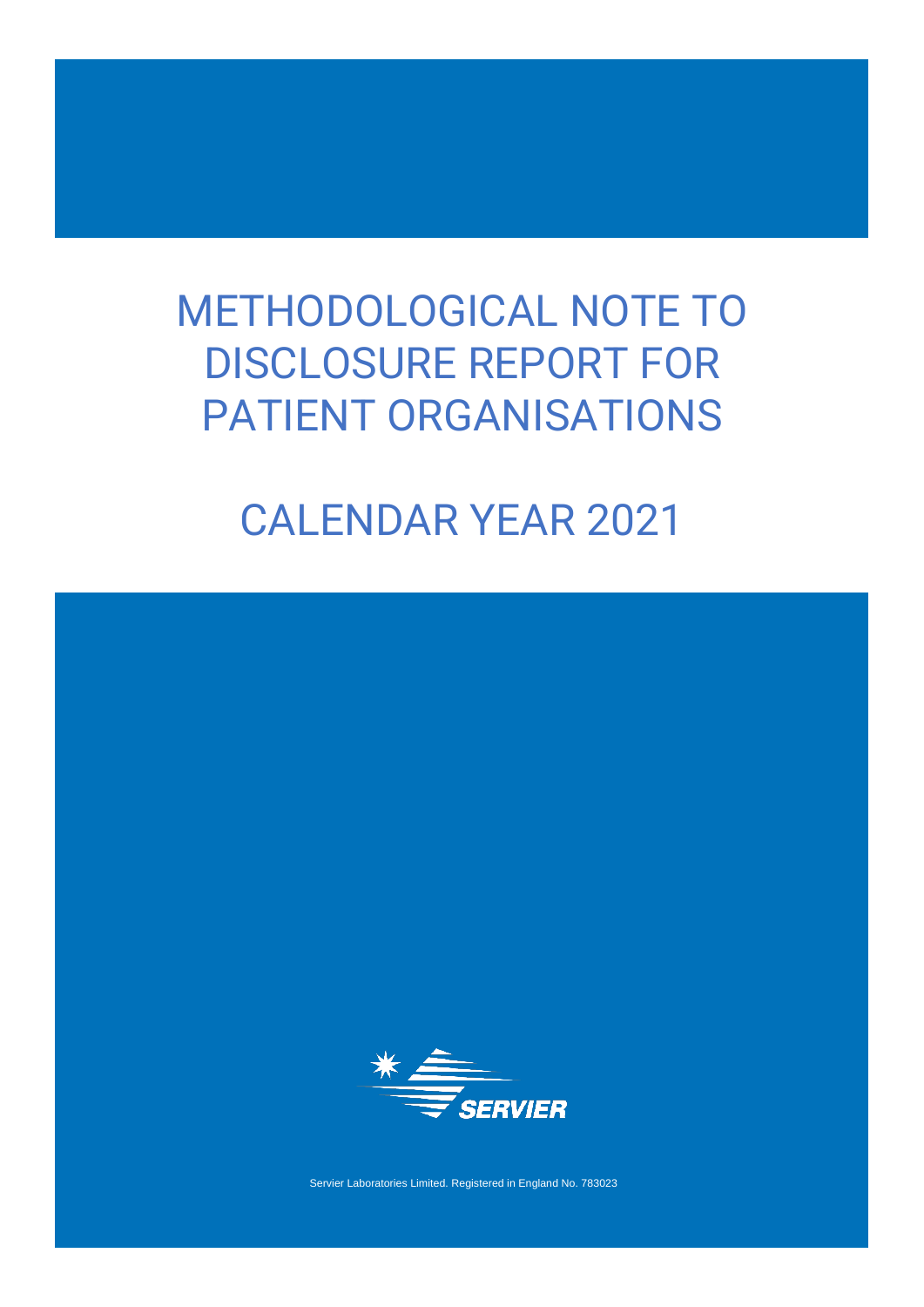# METHODOLOGICAL NOTE TO DISCLOSURE REPORT FOR PATIENT ORGANISATIONS

# CALENDAR YEAR 2021

SERVIER

Servier Laboratories Limited. Registered in England No. 783023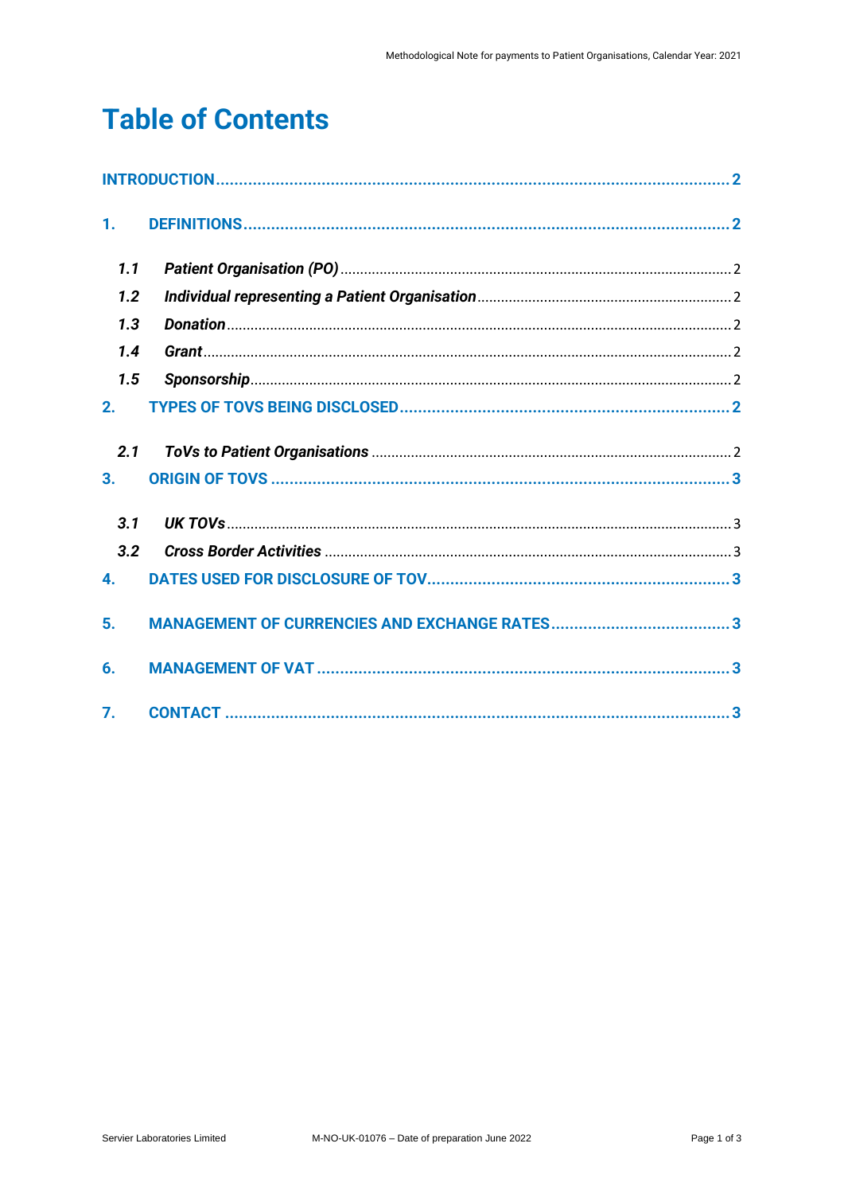# Table of Contents

INTRODUCTION ........................................ 2

1. DEFINITIONS ........................................ 2

   *1.1 Patient Organisation (PO)* ........................................ 2

   *1.2 Individual representing a Patient Organisation* ........................................ 2

   *1.3 Donation* ........................................ 2

   *1.4 Grant* ........................................ 2

   *1.5 Sponsorship* ........................................ 2

2. TYPES OF TOVS BEING DISCLOSED ........................................ 2

   *2.1 ToVs to Patient Organisations* ........................................ 2

3. ORIGIN OF TOVS ........................................ 3

   *3.1 UK TOVs* ........................................ 3

   *3.2 Cross Border Activities* ........................................ 3

4. DATES USED FOR DISCLOSURE OF TOV ........................................ 3

5. MANAGEMENT OF CURRENCIES AND EXCHANGE RATES ........................................ 3

6. MANAGEMENT OF VAT ........................................ 3

7. CONTACT ........................................ 3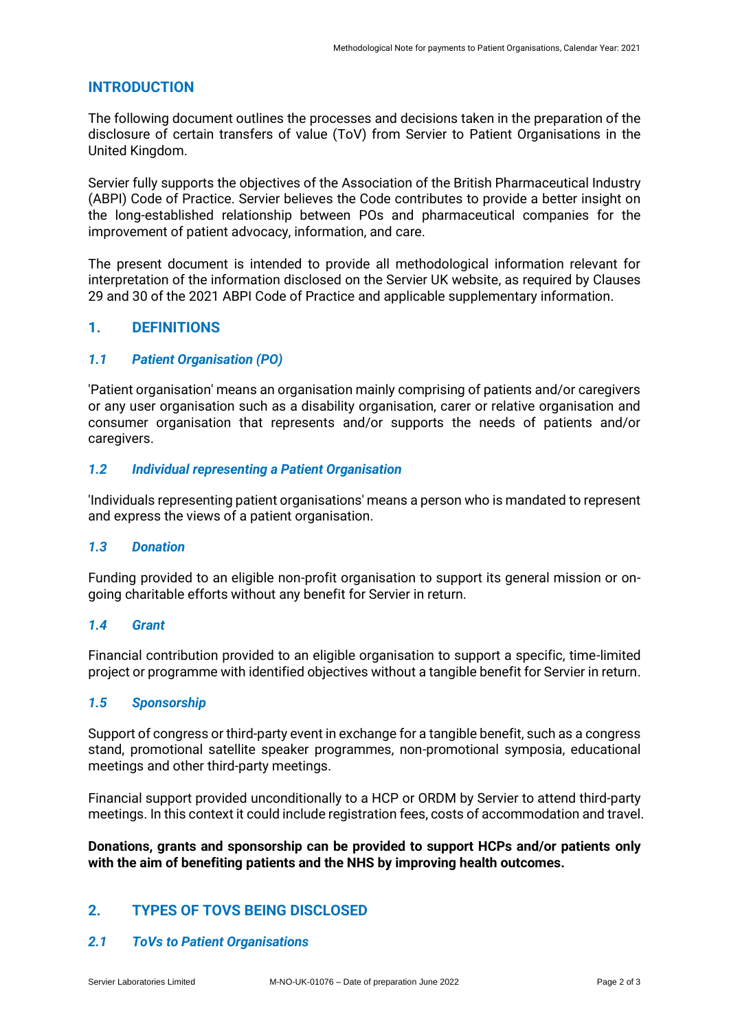## INTRODUCTION

The following document outlines the processes and decisions taken in the preparation of the disclosure of certain transfers of value (ToV) from Servier to Patient Organisations in the United Kingdom.

Servier fully supports the objectives of the Association of the British Pharmaceutical Industry (ABPI) Code of Practice. Servier believes the Code contributes to provide a better insight on the long-established relationship between POs and pharmaceutical companies for the improvement of patient advocacy, information, and care.

The present document is intended to provide all methodological information relevant for interpretation of the information disclosed on the Servier UK website, as required by Clauses 29 and 30 of the 2021 ABPI Code of Practice and applicable supplementary information.

## 1. DEFINITIONS

### *1.1 Patient Organisation (PO)*

'Patient organisation' means an organisation mainly comprising of patients and/or caregivers or any user organisation such as a disability organisation, carer or relative organisation and consumer organisation that represents and/or supports the needs of patients and/or caregivers.

### *1.2 Individual representing a Patient Organisation*

'Individuals representing patient organisations' means a person who is mandated to represent and express the views of a patient organisation.

### *1.3 Donation*

Funding provided to an eligible non-profit organisation to support its general mission or on-going charitable efforts without any benefit for Servier in return.

### *1.4 Grant*

Financial contribution provided to an eligible organisation to support a specific, time-limited project or programme with identified objectives without a tangible benefit for Servier in return.

### *1.5 Sponsorship*

Support of congress or third-party event in exchange for a tangible benefit, such as a congress stand, promotional satellite speaker programmes, non-promotional symposia, educational meetings and other third-party meetings.

Financial support provided unconditionally to a HCP or ORDM by Servier to attend third-party meetings. In this context it could include registration fees, costs of accommodation and travel.

**Donations, grants and sponsorship can be provided to support HCPs and/or patients only with the aim of benefiting patients and the NHS by improving health outcomes.**

## 2. TYPES OF TOVS BEING DISCLOSED

### *2.1 ToVs to Patient Organisations*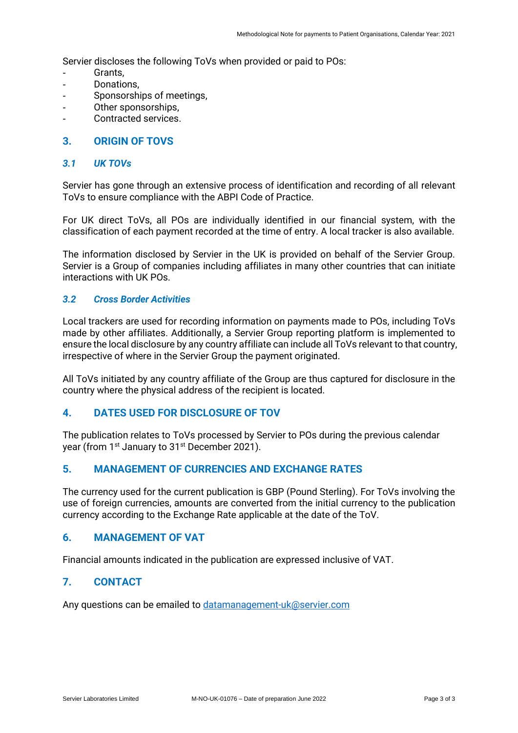Servier discloses the following ToVs when provided or paid to POs:

- Grants,
- Donations,
- Sponsorships of meetings,
- Other sponsorships,
- Contracted services.

## 3. ORIGIN OF TOVS

### *3.1 UK TOVs*

Servier has gone through an extensive process of identification and recording of all relevant ToVs to ensure compliance with the ABPI Code of Practice.

For UK direct ToVs, all POs are individually identified in our financial system, with the classification of each payment recorded at the time of entry. A local tracker is also available.

The information disclosed by Servier in the UK is provided on behalf of the Servier Group. Servier is a Group of companies including affiliates in many other countries that can initiate interactions with UK POs.

### *3.2 Cross Border Activities*

Local trackers are used for recording information on payments made to POs, including ToVs made by other affiliates. Additionally, a Servier Group reporting platform is implemented to ensure the local disclosure by any country affiliate can include all ToVs relevant to that country, irrespective of where in the Servier Group the payment originated.

All ToVs initiated by any country affiliate of the Group are thus captured for disclosure in the country where the physical address of the recipient is located.

## 4. DATES USED FOR DISCLOSURE OF TOV

The publication relates to ToVs processed by Servier to POs during the previous calendar year (from 1st January to 31st December 2021).

## 5. MANAGEMENT OF CURRENCIES AND EXCHANGE RATES

The currency used for the current publication is GBP (Pound Sterling). For ToVs involving the use of foreign currencies, amounts are converted from the initial currency to the publication currency according to the Exchange Rate applicable at the date of the ToV.

## 6. MANAGEMENT OF VAT

Financial amounts indicated in the publication are expressed inclusive of VAT.

## 7. CONTACT

Any questions can be emailed to datamanagement-uk@servier.com